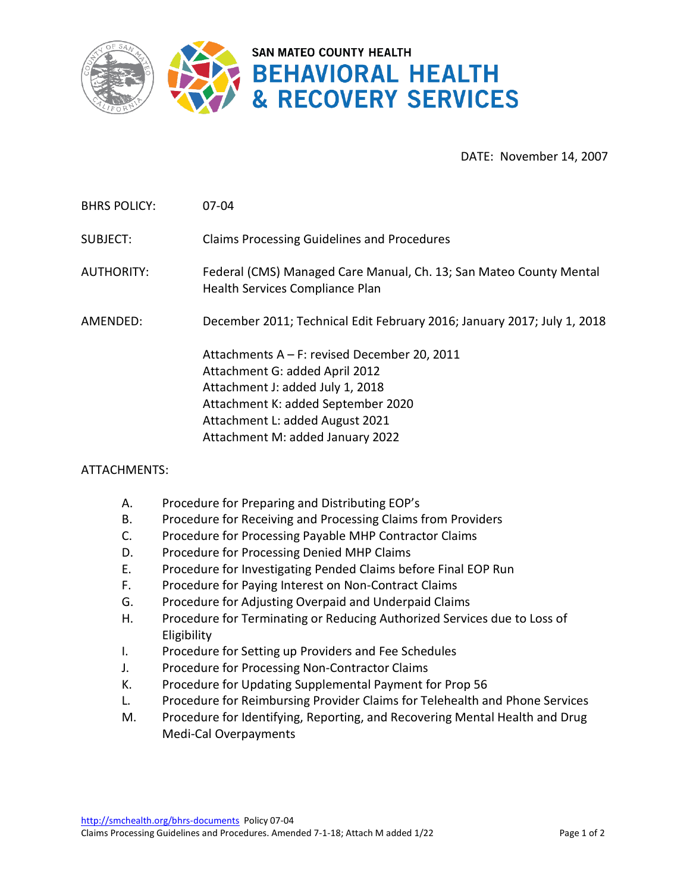SAN MATEO COUNTY HEALTH

# BEHAVIORAL HEALTH & RECOVERY SERVICES

DATE: November 14, 2007

BHRS POLICY: 07-04

SUBJECT: Claims Processing Guidelines and Procedures

AUTHORITY: Federal (CMS) Managed Care Manual, Ch. 13; San Mateo County Mental Health Services Compliance Plan

AMENDED: December 2011; Technical Edit February 2016; January 2017; July 1, 2018

Attachments A – F: revised December 20, 2011
Attachment G: added April 2012
Attachment J: added July 1, 2018
Attachment K: added September 2020
Attachment L: added August 2021
Attachment M: added January 2022

ATTACHMENTS:

A. Procedure for Preparing and Distributing EOP's
B. Procedure for Receiving and Processing Claims from Providers
C. Procedure for Processing Payable MHP Contractor Claims
D. Procedure for Processing Denied MHP Claims
E. Procedure for Investigating Pended Claims before Final EOP Run
F. Procedure for Paying Interest on Non-Contract Claims
G. Procedure for Adjusting Overpaid and Underpaid Claims
H. Procedure for Terminating or Reducing Authorized Services due to Loss of Eligibility
I. Procedure for Setting up Providers and Fee Schedules
J. Procedure for Processing Non-Contractor Claims
K. Procedure for Updating Supplemental Payment for Prop 56
L. Procedure for Reimbursing Provider Claims for Telehealth and Phone Services
M. Procedure for Identifying, Reporting, and Recovering Mental Health and Drug Medi-Cal Overpayments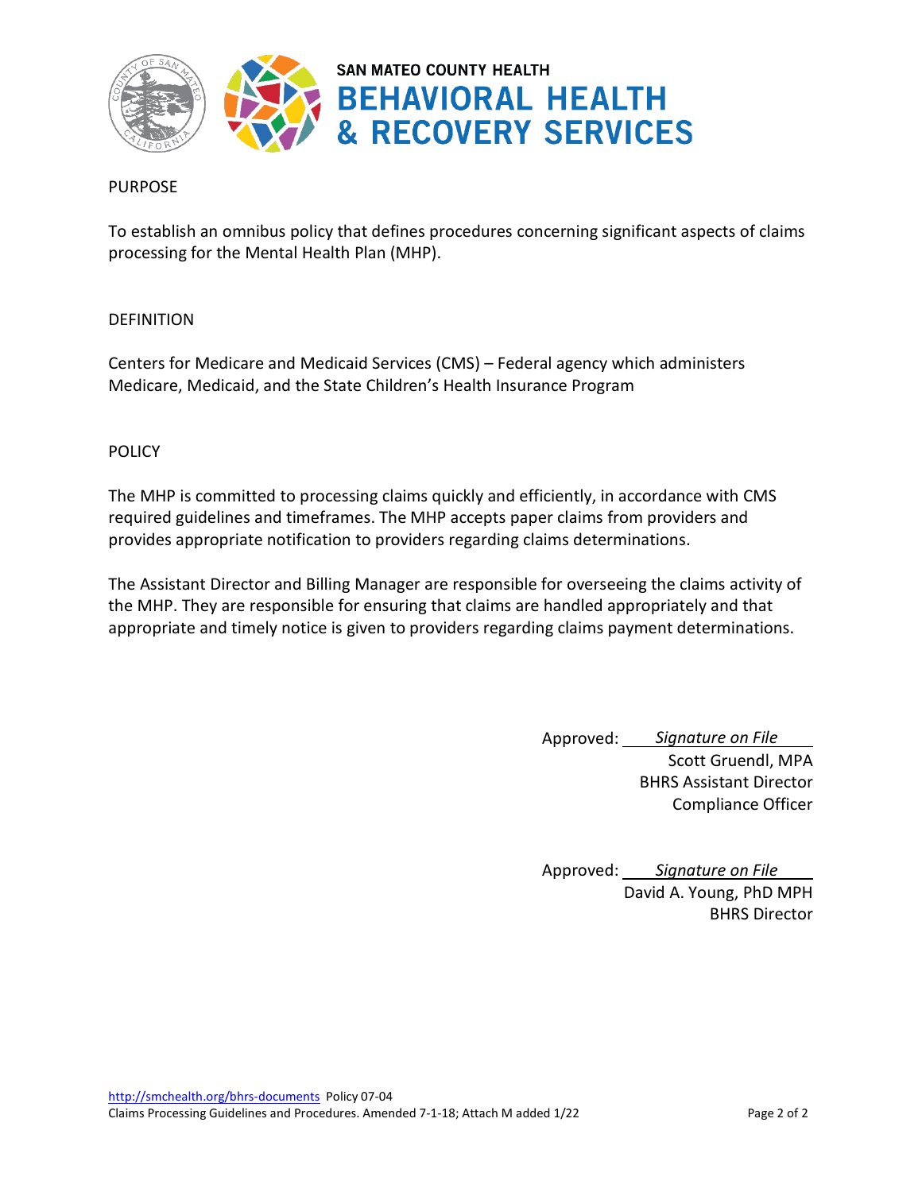PURPOSE

To establish an omnibus policy that defines procedures concerning significant aspects of claims processing for the Mental Health Plan (MHP).

DEFINITION

Centers for Medicare and Medicaid Services (CMS) – Federal agency which administers Medicare, Medicaid, and the State Children's Health Insurance Program

POLICY

The MHP is committed to processing claims quickly and efficiently, in accordance with CMS required guidelines and timeframes. The MHP accepts paper claims from providers and provides appropriate notification to providers regarding claims determinations.

The Assistant Director and Billing Manager are responsible for overseeing the claims activity of the MHP. They are responsible for ensuring that claims are handled appropriately and that appropriate and timely notice is given to providers regarding claims payment determinations.

Approved: *Signature on File*
Scott Gruendl, MPA
BHRS Assistant Director
Compliance Officer

Approved: *Signature on File*
David A. Young, PhD MPH
BHRS Director

http://smchealth.org/bhrs-documents Policy 07-04
Claims Processing Guidelines and Procedures. Amended 7-1-18; Attach M added 1/22